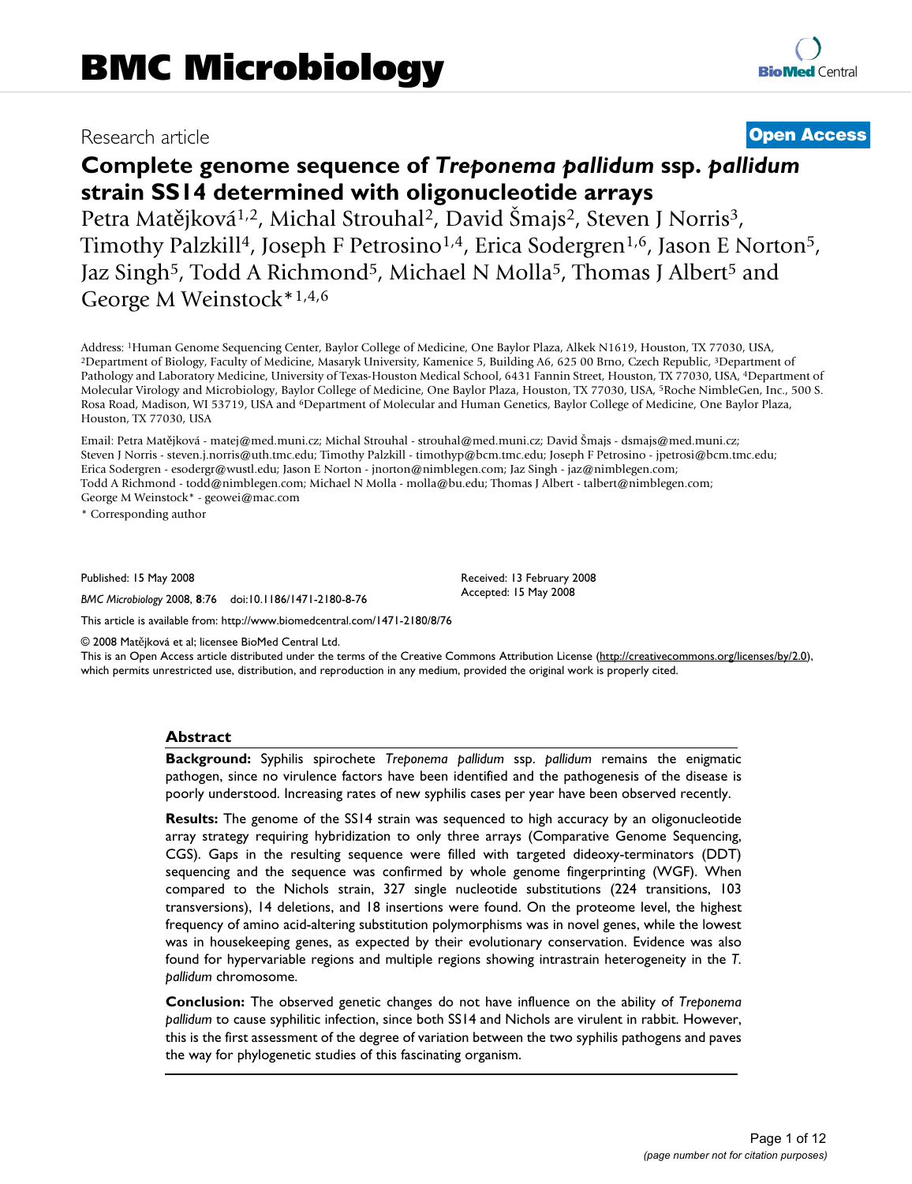Research article

**Open Access**

# Complete genome sequence of *Treponema pallidum* ssp. *pallidum* strain SS14 determined with oligonucleotide arrays

Petra Matějková[1,2], Michal Strouhal[2], David Šmajs[2], Steven J Norris[3], Timothy Palzkill[4], Joseph F Petrosino[1,4], Erica Sodergren[1,6], Jason E Norton[5], Jaz Singh[5], Todd A Richmond[5], Michael N Molla[5], Thomas J Albert[5] and George M Weinstock*[1,4,6]

Address: [1]Human Genome Sequencing Center, Baylor College of Medicine, One Baylor Plaza, Alkek N1619, Houston, TX 77030, USA, [2]Department of Biology, Faculty of Medicine, Masaryk University, Kamenice 5, Building A6, 625 00 Brno, Czech Republic, [3]Department of Pathology and Laboratory Medicine, University of Texas-Houston Medical School, 6431 Fannin Street, Houston, TX 77030, USA, [4]Department of Molecular Virology and Microbiology, Baylor College of Medicine, One Baylor Plaza, Houston, TX 77030, USA, [5]Roche NimbleGen, Inc., 500 S. Rosa Road, Madison, WI 53719, USA and [6]Department of Molecular and Human Genetics, Baylor College of Medicine, One Baylor Plaza, Houston, TX 77030, USA

Email: Petra Matějková - matej@med.muni.cz; Michal Strouhal - strouhal@med.muni.cz; David Šmajs - dsmajs@med.muni.cz; Steven J Norris - steven.j.norris@uth.tmc.edu; Timothy Palzkill - timothyp@bcm.tmc.edu; Joseph F Petrosino - jpetrosi@bcm.tmc.edu; Erica Sodergren - esodergr@wustl.edu; Jason E Norton - jnorton@nimblegen.com; Jaz Singh - jaz@nimblegen.com; Todd A Richmond - todd@nimblegen.com; Michael N Molla - molla@bu.edu; Thomas J Albert - talbert@nimblegen.com; George M Weinstock* - geowei@mac.com

\* Corresponding author

Published: 15 May 2008

*BMC Microbiology* 2008, **8**:76 doi:10.1186/1471-2180-8-76

Received: 13 February 2008
Accepted: 15 May 2008

This article is available from: http://www.biomedcentral.com/1471-2180/8/76

© 2008 Matějková et al; licensee BioMed Central Ltd.
This is an Open Access article distributed under the terms of the Creative Commons Attribution License (http://creativecommons.org/licenses/by/2.0), which permits unrestricted use, distribution, and reproduction in any medium, provided the original work is properly cited.

## Abstract

**Background:** Syphilis spirochete *Treponema pallidum* ssp. *pallidum* remains the enigmatic pathogen, since no virulence factors have been identified and the pathogenesis of the disease is poorly understood. Increasing rates of new syphilis cases per year have been observed recently.

**Results:** The genome of the SS14 strain was sequenced to high accuracy by an oligonucleotide array strategy requiring hybridization to only three arrays (Comparative Genome Sequencing, CGS). Gaps in the resulting sequence were filled with targeted dideoxy-terminators (DDT) sequencing and the sequence was confirmed by whole genome fingerprinting (WGF). When compared to the Nichols strain, 327 single nucleotide substitutions (224 transitions, 103 transversions), 14 deletions, and 18 insertions were found. On the proteome level, the highest frequency of amino acid-altering substitution polymorphisms was in novel genes, while the lowest was in housekeeping genes, as expected by their evolutionary conservation. Evidence was also found for hypervariable regions and multiple regions showing intrastrain heterogeneity in the *T. pallidum* chromosome.

**Conclusion:** The observed genetic changes do not have influence on the ability of *Treponema pallidum* to cause syphilitic infection, since both SS14 and Nichols are virulent in rabbit. However, this is the first assessment of the degree of variation between the two syphilis pathogens and paves the way for phylogenetic studies of this fascinating organism.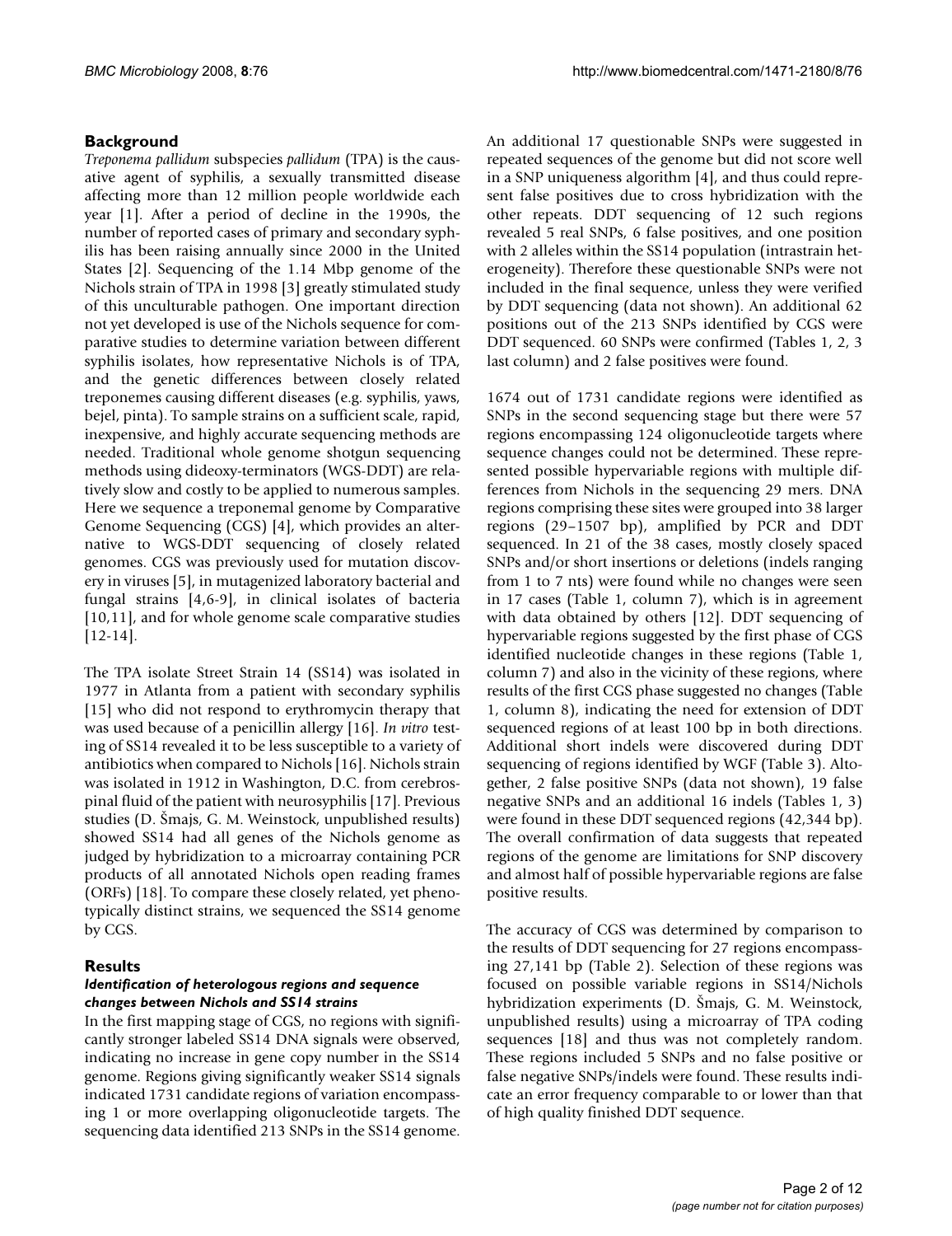## Background

*Treponema pallidum* subspecies *pallidum* (TPA) is the causative agent of syphilis, a sexually transmitted disease affecting more than 12 million people worldwide each year [1]. After a period of decline in the 1990s, the number of reported cases of primary and secondary syphilis has been raising annually since 2000 in the United States [2]. Sequencing of the 1.14 Mbp genome of the Nichols strain of TPA in 1998 [3] greatly stimulated study of this unculturable pathogen. One important direction not yet developed is use of the Nichols sequence for comparative studies to determine variation between different syphilis isolates, how representative Nichols is of TPA, and the genetic differences between closely related treponemes causing different diseases (e.g. syphilis, yaws, bejel, pinta). To sample strains on a sufficient scale, rapid, inexpensive, and highly accurate sequencing methods are needed. Traditional whole genome shotgun sequencing methods using dideoxy-terminators (WGS-DDT) are relatively slow and costly to be applied to numerous samples. Here we sequence a treponemal genome by Comparative Genome Sequencing (CGS) [4], which provides an alternative to WGS-DDT sequencing of closely related genomes. CGS was previously used for mutation discovery in viruses [5], in mutagenized laboratory bacterial and fungal strains [4,6-9], in clinical isolates of bacteria [10,11], and for whole genome scale comparative studies [12-14].

The TPA isolate Street Strain 14 (SS14) was isolated in 1977 in Atlanta from a patient with secondary syphilis [15] who did not respond to erythromycin therapy that was used because of a penicillin allergy [16]. *In vitro* testing of SS14 revealed it to be less susceptible to a variety of antibiotics when compared to Nichols [16]. Nichols strain was isolated in 1912 in Washington, D.C. from cerebrospinal fluid of the patient with neurosyphilis [17]. Previous studies (D. Šmajs, G. M. Weinstock, unpublished results) showed SS14 had all genes of the Nichols genome as judged by hybridization to a microarray containing PCR products of all annotated Nichols open reading frames (ORFs) [18]. To compare these closely related, yet phenotypically distinct strains, we sequenced the SS14 genome by CGS.

## Results

### *Identification of heterologous regions and sequence changes between Nichols and SS14 strains*

In the first mapping stage of CGS, no regions with significantly stronger labeled SS14 DNA signals were observed, indicating no increase in gene copy number in the SS14 genome. Regions giving significantly weaker SS14 signals indicated 1731 candidate regions of variation encompassing 1 or more overlapping oligonucleotide targets. The sequencing data identified 213 SNPs in the SS14 genome. An additional 17 questionable SNPs were suggested in repeated sequences of the genome but did not score well in a SNP uniqueness algorithm [4], and thus could represent false positives due to cross hybridization with the other repeats. DDT sequencing of 12 such regions revealed 5 real SNPs, 6 false positives, and one position with 2 alleles within the SS14 population (intrastrain heterogeneity). Therefore these questionable SNPs were not included in the final sequence, unless they were verified by DDT sequencing (data not shown). An additional 62 positions out of the 213 SNPs identified by CGS were DDT sequenced. 60 SNPs were confirmed (Tables 1, 2, 3 last column) and 2 false positives were found.

1674 out of 1731 candidate regions were identified as SNPs in the second sequencing stage but there were 57 regions encompassing 124 oligonucleotide targets where sequence changes could not be determined. These represented possible hypervariable regions with multiple differences from Nichols in the sequencing 29 mers. DNA regions comprising these sites were grouped into 38 larger regions (29–1507 bp), amplified by PCR and DDT sequenced. In 21 of the 38 cases, mostly closely spaced SNPs and/or short insertions or deletions (indels ranging from 1 to 7 nts) were found while no changes were seen in 17 cases (Table 1, column 7), which is in agreement with data obtained by others [12]. DDT sequencing of hypervariable regions suggested by the first phase of CGS identified nucleotide changes in these regions (Table 1, column 7) and also in the vicinity of these regions, where results of the first CGS phase suggested no changes (Table 1, column 8), indicating the need for extension of DDT sequenced regions of at least 100 bp in both directions. Additional short indels were discovered during DDT sequencing of regions identified by WGF (Table 3). Altogether, 2 false positive SNPs (data not shown), 19 false negative SNPs and an additional 16 indels (Tables 1, 3) were found in these DDT sequenced regions (42,344 bp). The overall confirmation of data suggests that repeated regions of the genome are limitations for SNP discovery and almost half of possible hypervariable regions are false positive results.

The accuracy of CGS was determined by comparison to the results of DDT sequencing for 27 regions encompassing 27,141 bp (Table 2). Selection of these regions was focused on possible variable regions in SS14/Nichols hybridization experiments (D. Šmajs, G. M. Weinstock, unpublished results) using a microarray of TPA coding sequences [18] and thus was not completely random. These regions included 5 SNPs and no false positive or false negative SNPs/indels were found. These results indicate an error frequency comparable to or lower than that of high quality finished DDT sequence.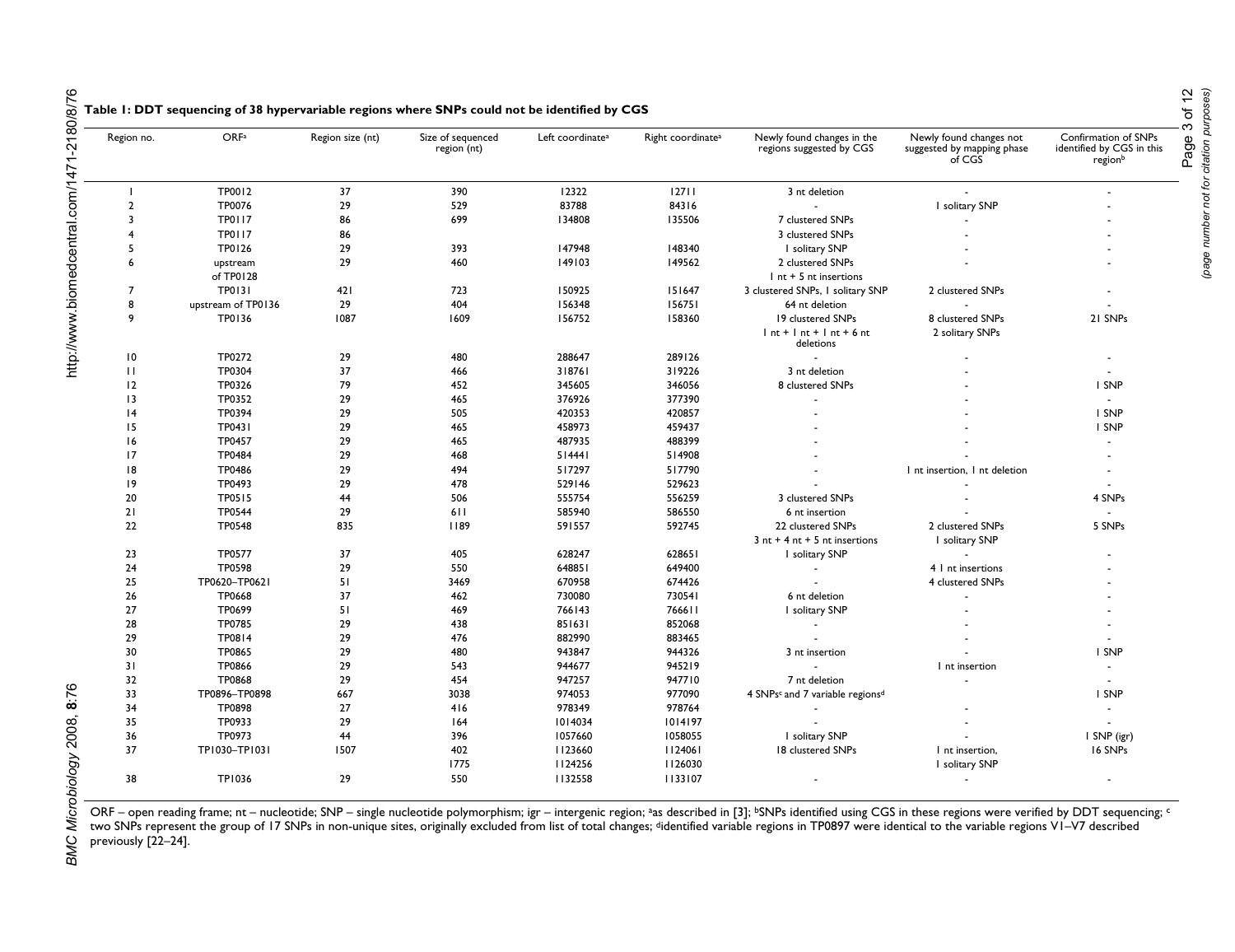**Table 1: DDT sequencing of 38 hypervariable regions where SNPs could not be identified by CGS**

| Region no. | ORF[a] | Region size (nt) | Size of sequenced region (nt) | Left coordinate[a] | Right coordinate[a] | Newly found changes in the regions suggested by CGS | Newly found changes not suggested by mapping phase of CGS | Confirmation of SNPs identified by CGS in this region[b] |
|---|---|---|---|---|---|---|---|---|
| 1 | TP0012 | 37 | 390 | 12322 | 12711 | 3 nt deletion | - | - |
| 2 | TP0076 | 29 | 529 | 83788 | 84316 | - | 1 solitary SNP | - |
| 3 | TP0117 | 86 | 699 | 134808 | 135506 | 7 clustered SNPs | - | - |
| 4 | TP0117 | 86 | | | | 3 clustered SNPs | - | - |
| 5 | TP0126 | 29 | 393 | 147948 | 148340 | 1 solitary SNP | - | - |
| 6 | upstream of TP0128 | 29 | 460 | 149103 | 149562 | 2 clustered SNPs<br>1 nt + 5 nt insertions | - | - |
| 7 | TP0131 | 421 | 723 | 150925 | 151647 | 3 clustered SNPs, 1 solitary SNP | 2 clustered SNPs | - |
| 8 | upstream of TP0136 | 29 | 404 | 156348 | 156751 | 64 nt deletion | - | - |
| 9 | TP0136 | 1087 | 1609 | 156752 | 158360 | 19 clustered SNPs<br>1 nt + 1 nt + 1 nt + 6 nt deletions | 8 clustered SNPs<br>2 solitary SNPs | 21 SNPs |
| 10 | TP0272 | 29 | 480 | 288647 | 289126 | - | - | - |
| 11 | TP0304 | 37 | 466 | 318761 | 319226 | 3 nt deletion | - | - |
| 12 | TP0326 | 79 | 452 | 345605 | 346056 | 8 clustered SNPs | - | 1 SNP |
| 13 | TP0352 | 29 | 465 | 376926 | 377390 | - | - | - |
| 14 | TP0394 | 29 | 505 | 420353 | 420857 | - | - | 1 SNP |
| 15 | TP0431 | 29 | 465 | 458973 | 459437 | - | - | 1 SNP |
| 16 | TP0457 | 29 | 465 | 487935 | 488399 | - | - | - |
| 17 | TP0484 | 29 | 468 | 514441 | 514908 | - | - | - |
| 18 | TP0486 | 29 | 494 | 517297 | 517790 | - | 1 nt insertion, 1 nt deletion | - |
| 19 | TP0493 | 29 | 478 | 529146 | 529623 | - | - | - |
| 20 | TP0515 | 44 | 506 | 555754 | 556259 | 3 clustered SNPs | - | 4 SNPs |
| 21 | TP0544 | 29 | 611 | 585940 | 586550 | 6 nt insertion | - | - |
| 22 | TP0548 | 835 | 1189 | 591557 | 592745 | 22 clustered SNPs<br>3 nt + 4 nt + 5 nt insertions | 2 clustered SNPs<br>1 solitary SNP | 5 SNPs |
| 23 | TP0577 | 37 | 405 | 628247 | 628651 | 1 solitary SNP | - | - |
| 24 | TP0598 | 29 | 550 | 648851 | 649400 | - | 4 1 nt insertions | - |
| 25 | TP0620–TP0621 | 51 | 3469 | 670958 | 674426 | - | 4 clustered SNPs | - |
| 26 | TP0668 | 37 | 462 | 730080 | 730541 | 6 nt deletion | - | - |
| 27 | TP0699 | 51 | 469 | 766143 | 766611 | 1 solitary SNP | - | - |
| 28 | TP0785 | 29 | 438 | 851631 | 852068 | - | - | - |
| 29 | TP0814 | 29 | 476 | 882990 | 883465 | - | - | - |
| 30 | TP0865 | 29 | 480 | 943847 | 944326 | 3 nt insertion | - | 1 SNP |
| 31 | TP0866 | 29 | 543 | 944677 | 945219 | - | 1 nt insertion | - |
| 32 | TP0868 | 29 | 454 | 947257 | 947710 | 7 nt deletion | - | - |
| 33 | TP0896–TP0898 | 667 | 3038 | 974053 | 977090 | 4 SNPs[c] and 7 variable regions[d] | | 1 SNP |
| 34 | TP0898 | 27 | 416 | 978349 | 978764 | - | - | - |
| 35 | TP0933 | 29 | 164 | 1014034 | 1014197 | - | - | - |
| 36 | TP0973 | 44 | 396 | 1057660 | 1058055 | 1 solitary SNP | - | 1 SNP (igr) |
| 37 | TP1030–TP1031 | 1507 | 402<br>1775 | 1123660<br>1124256 | 1124061<br>1126030 | 18 clustered SNPs | 1 nt insertion,<br>1 solitary SNP | 16 SNPs |
| 38 | TP1036 | 29 | 550 | 1132558 | 1133107 | - | - | - |

ORF – open reading frame; nt – nucleotide; SNP – single nucleotide polymorphism; igr – intergenic region; [a]as described in [3]; [b]SNPs identified using CGS in these regions were verified by DDT sequencing; [c] two SNPs represent the group of 17 SNPs in non-unique sites, originally excluded from list of total changes; [d]identified variable regions in TP0897 were identical to the variable regions V1–V7 described previously [22–24].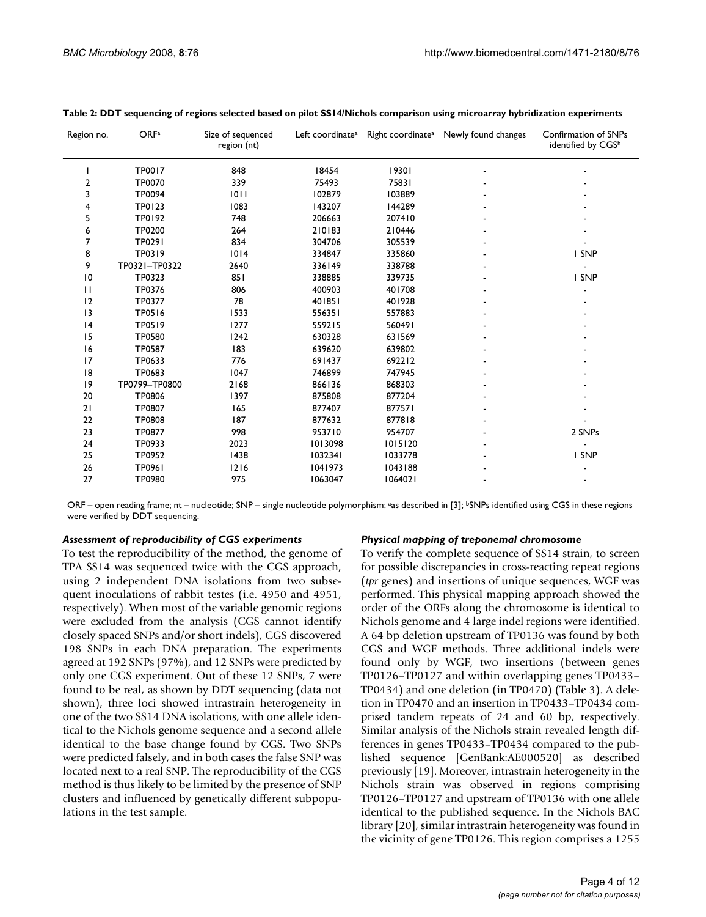**Table 2: DDT sequencing of regions selected based on pilot SS14/Nichols comparison using microarray hybridization experiments**

| Region no. | ORF[a] | Size of sequenced region (nt) | Left coordinate[a] | Right coordinate[a] | Newly found changes | Confirmation of SNPs identified by CGS[b] |
|---|---|---|---|---|---|---|
| 1 | TP0017 | 848 | 18454 | 19301 | - | - |
| 2 | TP0070 | 339 | 75493 | 75831 | - | - |
| 3 | TP0094 | 1011 | 102879 | 103889 | - | - |
| 4 | TP0123 | 1083 | 143207 | 144289 | - | - |
| 5 | TP0192 | 748 | 206663 | 207410 | - | - |
| 6 | TP0200 | 264 | 210183 | 210446 | - | - |
| 7 | TP0291 | 834 | 304706 | 305539 | - | - |
| 8 | TP0319 | 1014 | 334847 | 335860 | - | 1 SNP |
| 9 | TP0321–TP0322 | 2640 | 336149 | 338788 | - | - |
| 10 | TP0323 | 851 | 338885 | 339735 | - | 1 SNP |
| 11 | TP0376 | 806 | 400903 | 401708 | - | - |
| 12 | TP0377 | 78 | 401851 | 401928 | - | - |
| 13 | TP0516 | 1533 | 556351 | 557883 | - | - |
| 14 | TP0519 | 1277 | 559215 | 560491 | - | - |
| 15 | TP0580 | 1242 | 630328 | 631569 | - | - |
| 16 | TP0587 | 183 | 639620 | 639802 | - | - |
| 17 | TP0633 | 776 | 691437 | 692212 | - | - |
| 18 | TP0683 | 1047 | 746899 | 747945 | - | - |
| 19 | TP0799–TP0800 | 2168 | 866136 | 868303 | - | - |
| 20 | TP0806 | 1397 | 875808 | 877204 | - | - |
| 21 | TP0807 | 165 | 877407 | 877571 | - | - |
| 22 | TP0808 | 187 | 877632 | 877818 | - | - |
| 23 | TP0877 | 998 | 953710 | 954707 | - | 2 SNPs |
| 24 | TP0933 | 2023 | 1013098 | 1015120 | - | - |
| 25 | TP0952 | 1438 | 1032341 | 1033778 | - | 1 SNP |
| 26 | TP0961 | 1216 | 1041973 | 1043188 | - | - |
| 27 | TP0980 | 975 | 1063047 | 1064021 | - | - |

ORF – open reading frame; nt – nucleotide; SNP – single nucleotide polymorphism; [a]as described in [3]; [b]SNPs identified using CGS in these regions were verified by DDT sequencing.

### *Assessment of reproducibility of CGS experiments*

To test the reproducibility of the method, the genome of TPA SS14 was sequenced twice with the CGS approach, using 2 independent DNA isolations from two subsequent inoculations of rabbit testes (i.e. 4950 and 4951, respectively). When most of the variable genomic regions were excluded from the analysis (CGS cannot identify closely spaced SNPs and/or short indels), CGS discovered 198 SNPs in each DNA preparation. The experiments agreed at 192 SNPs (97%), and 12 SNPs were predicted by only one CGS experiment. Out of these 12 SNPs, 7 were found to be real, as shown by DDT sequencing (data not shown), three loci showed intrastrain heterogeneity in one of the two SS14 DNA isolations, with one allele identical to the Nichols genome sequence and a second allele identical to the base change found by CGS. Two SNPs were predicted falsely, and in both cases the false SNP was located next to a real SNP. The reproducibility of the CGS method is thus likely to be limited by the presence of SNP clusters and influenced by genetically different subpopulations in the test sample.

### *Physical mapping of treponemal chromosome*

To verify the complete sequence of SS14 strain, to screen for possible discrepancies in cross-reacting repeat regions (*tpr* genes) and insertions of unique sequences, WGF was performed. This physical mapping approach showed the order of the ORFs along the chromosome is identical to Nichols genome and 4 large indel regions were identified. A 64 bp deletion upstream of TP0136 was found by both CGS and WGF methods. Three additional indels were found only by WGF, two insertions (between genes TP0126–TP0127 and within overlapping genes TP0433–TP0434) and one deletion (in TP0470) (Table 3). A deletion in TP0470 and an insertion in TP0433–TP0434 comprised tandem repeats of 24 and 60 bp, respectively. Similar analysis of the Nichols strain revealed length differences in genes TP0433–TP0434 compared to the published sequence [GenBank:AE000520] as described previously [19]. Moreover, intrastrain heterogeneity in the Nichols strain was observed in regions comprising TP0126–TP0127 and upstream of TP0136 with one allele identical to the published sequence. In the Nichols BAC library [20], similar intrastrain heterogeneity was found in the vicinity of gene TP0126. This region comprises a 1255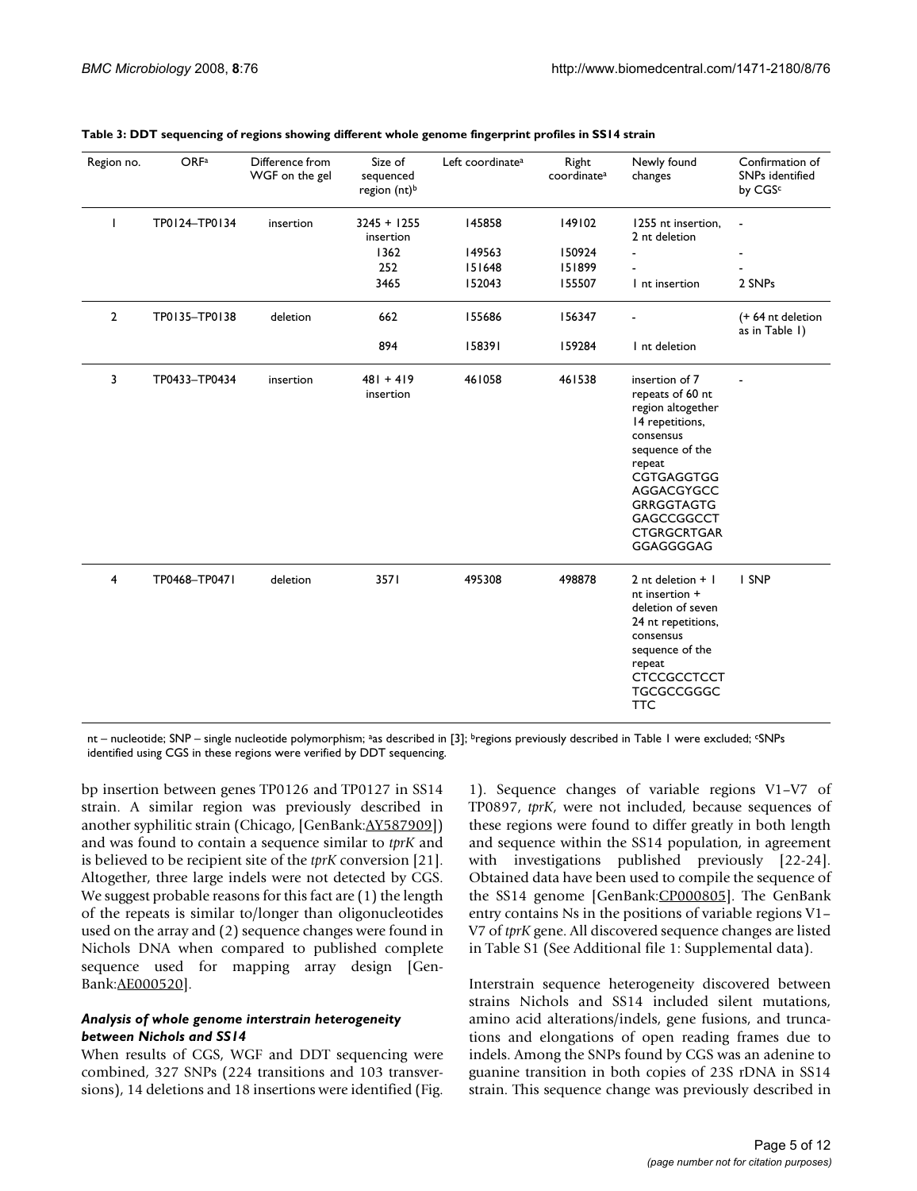**Table 3: DDT sequencing of regions showing different whole genome fingerprint profiles in SS14 strain**

| Region no. | ORF[a] | Difference from WGF on the gel | Size of sequenced region (nt)[b] | Left coordinate[a] | Right coordinate[a] | Newly found changes | Confirmation of SNPs identified by CGS[c] |
|---|---|---|---|---|---|---|---|
| 1 | TP0124–TP0134 | insertion | 3245 + 1255 insertion | 145858 | 149102 | 1255 nt insertion, 2 nt deletion | - |
| | | | 1362 | 149563 | 150924 | - | - |
| | | | 252 | 151648 | 151899 | - | - |
| | | | 3465 | 152043 | 155507 | 1 nt insertion | 2 SNPs |
| 2 | TP0135–TP0138 | deletion | 662 | 155686 | 156347 | - | (+ 64 nt deletion as in Table 1) |
| | | | 894 | 158391 | 159284 | 1 nt deletion | |
| 3 | TP0433–TP0434 | insertion | 481 + 419 insertion | 461058 | 461538 | insertion of 7 repeats of 60 nt region altogether 14 repetitions, consensus sequence of the repeat CGTGAGGTGG AGGACGYGCC GRRGGTAGTG GAGCCGGCCT CTGRGCRTGAR GGAGGGGAG | - |
| 4 | TP0468–TP0471 | deletion | 3571 | 495308 | 498878 | 2 nt deletion + 1 nt insertion + deletion of seven 24 nt repetitions, consensus sequence of the repeat CTCCGCCTCCT TGCGCCGGGC TTC | 1 SNP |

nt – nucleotide; SNP – single nucleotide polymorphism; [a]as described in [3]; [b]regions previously described in Table 1 were excluded; [c]SNPs identified using CGS in these regions were verified by DDT sequencing.

bp insertion between genes TP0126 and TP0127 in SS14 strain. A similar region was previously described in another syphilitic strain (Chicago, [GenBank:AY587909]) and was found to contain a sequence similar to *tprK* and is believed to be recipient site of the *tprK* conversion [21]. Altogether, three large indels were not detected by CGS. We suggest probable reasons for this fact are (1) the length of the repeats is similar to/longer than oligonucleotides used on the array and (2) sequence changes were found in Nichols DNA when compared to published complete sequence used for mapping array design [GenBank:AE000520].

#### *Analysis of whole genome interstrain heterogeneity between Nichols and SS14*

When results of CGS, WGF and DDT sequencing were combined, 327 SNPs (224 transitions and 103 transversions), 14 deletions and 18 insertions were identified (Fig. 1). Sequence changes of variable regions V1–V7 of TP0897, *tprK*, were not included, because sequences of these regions were found to differ greatly in both length and sequence within the SS14 population, in agreement with investigations published previously [22-24]. Obtained data have been used to compile the sequence of the SS14 genome [GenBank:CP000805]. The GenBank entry contains Ns in the positions of variable regions V1–V7 of *tprK* gene. All discovered sequence changes are listed in Table S1 (See Additional file 1: Supplemental data).

Interstrain sequence heterogeneity discovered between strains Nichols and SS14 included silent mutations, amino acid alterations/indels, gene fusions, and truncations and elongations of open reading frames due to indels. Among the SNPs found by CGS was an adenine to guanine transition in both copies of 23S rDNA in SS14 strain. This sequence change was previously described in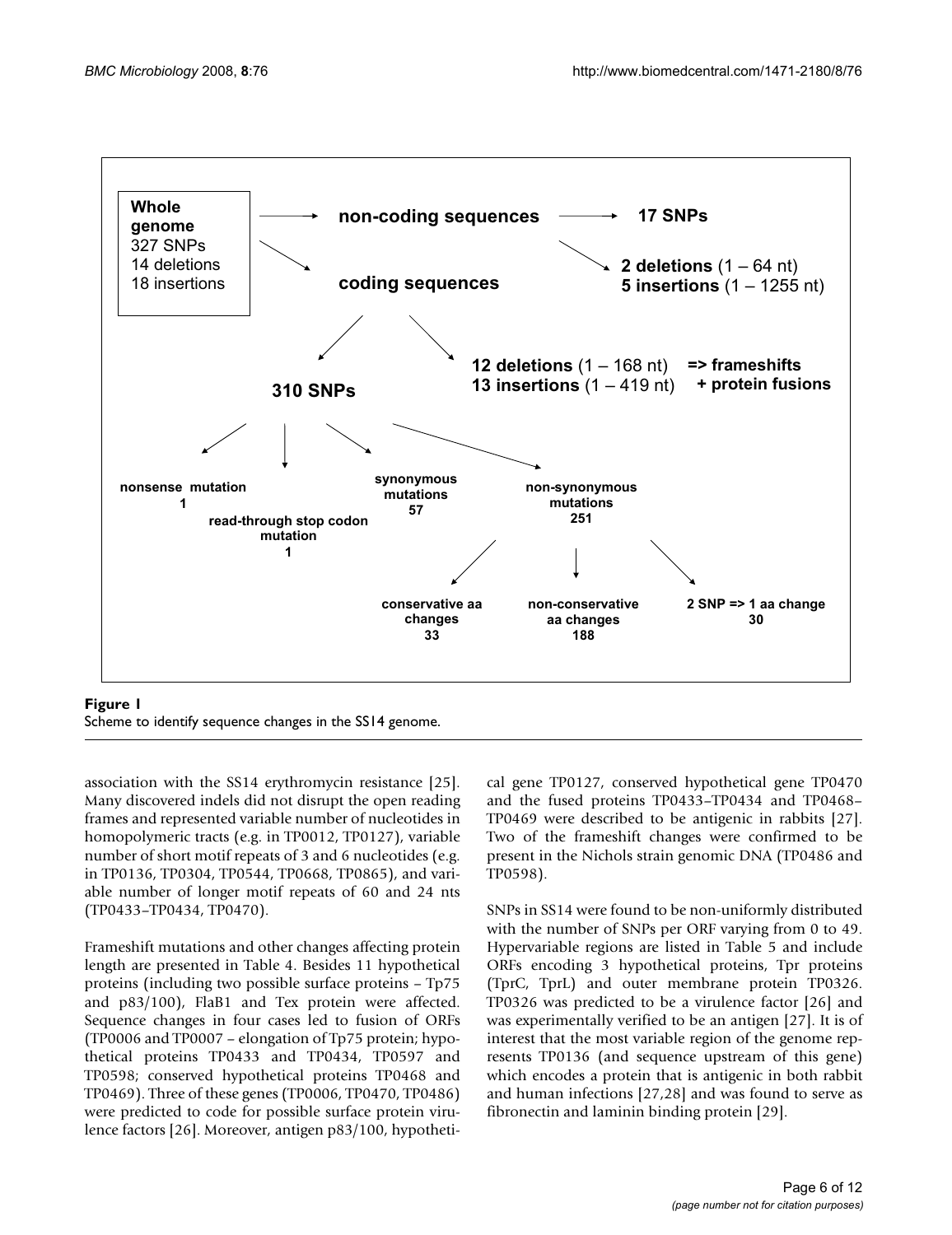Whole genome
327 SNPs
14 deletions
18 insertions

non-coding sequences → 17 SNPs; 2 deletions (1 – 64 nt), 5 insertions (1 – 1255 nt)

coding sequences → 310 SNPs; 12 deletions (1 – 168 nt), 13 insertions (1 – 419 nt) => frameshifts + protein fusions

310 SNPs → nonsense mutation 1; read-through stop codon mutation 1; synonymous mutations 57; non-synonymous mutations 251

non-synonymous mutations 251 → conservative aa changes 33; non-conservative aa changes 188; 2 SNP => 1 aa change 30

**Figure 1**
Scheme to identify sequence changes in the SS14 genome.

association with the SS14 erythromycin resistance [25]. Many discovered indels did not disrupt the open reading frames and represented variable number of nucleotides in homopolymeric tracts (e.g. in TP0012, TP0127), variable number of short motif repeats of 3 and 6 nucleotides (e.g. in TP0136, TP0304, TP0544, TP0668, TP0865), and variable number of longer motif repeats of 60 and 24 nts (TP0433–TP0434, TP0470).

Frameshift mutations and other changes affecting protein length are presented in Table 4. Besides 11 hypothetical proteins (including two possible surface proteins – Tp75 and p83/100), FlaB1 and Tex protein were affected. Sequence changes in four cases led to fusion of ORFs (TP0006 and TP0007 – elongation of Tp75 protein; hypothetical proteins TP0433 and TP0434, TP0597 and TP0598; conserved hypothetical proteins TP0468 and TP0469). Three of these genes (TP0006, TP0470, TP0486) were predicted to code for possible surface protein virulence factors [26]. Moreover, antigen p83/100, hypothetical gene TP0127, conserved hypothetical gene TP0470 and the fused proteins TP0433–TP0434 and TP0468–TP0469 were described to be antigenic in rabbits [27]. Two of the frameshift changes were confirmed to be present in the Nichols strain genomic DNA (TP0486 and TP0598).

SNPs in SS14 were found to be non-uniformly distributed with the number of SNPs per ORF varying from 0 to 49. Hypervariable regions are listed in Table 5 and include ORFs encoding 3 hypothetical proteins, Tpr proteins (TprC, TprL) and outer membrane protein TP0326. TP0326 was predicted to be a virulence factor [26] and was experimentally verified to be an antigen [27]. It is of interest that the most variable region of the genome represents TP0136 (and sequence upstream of this gene) which encodes a protein that is antigenic in both rabbit and human infections [27,28] and was found to serve as fibronectin and laminin binding protein [29].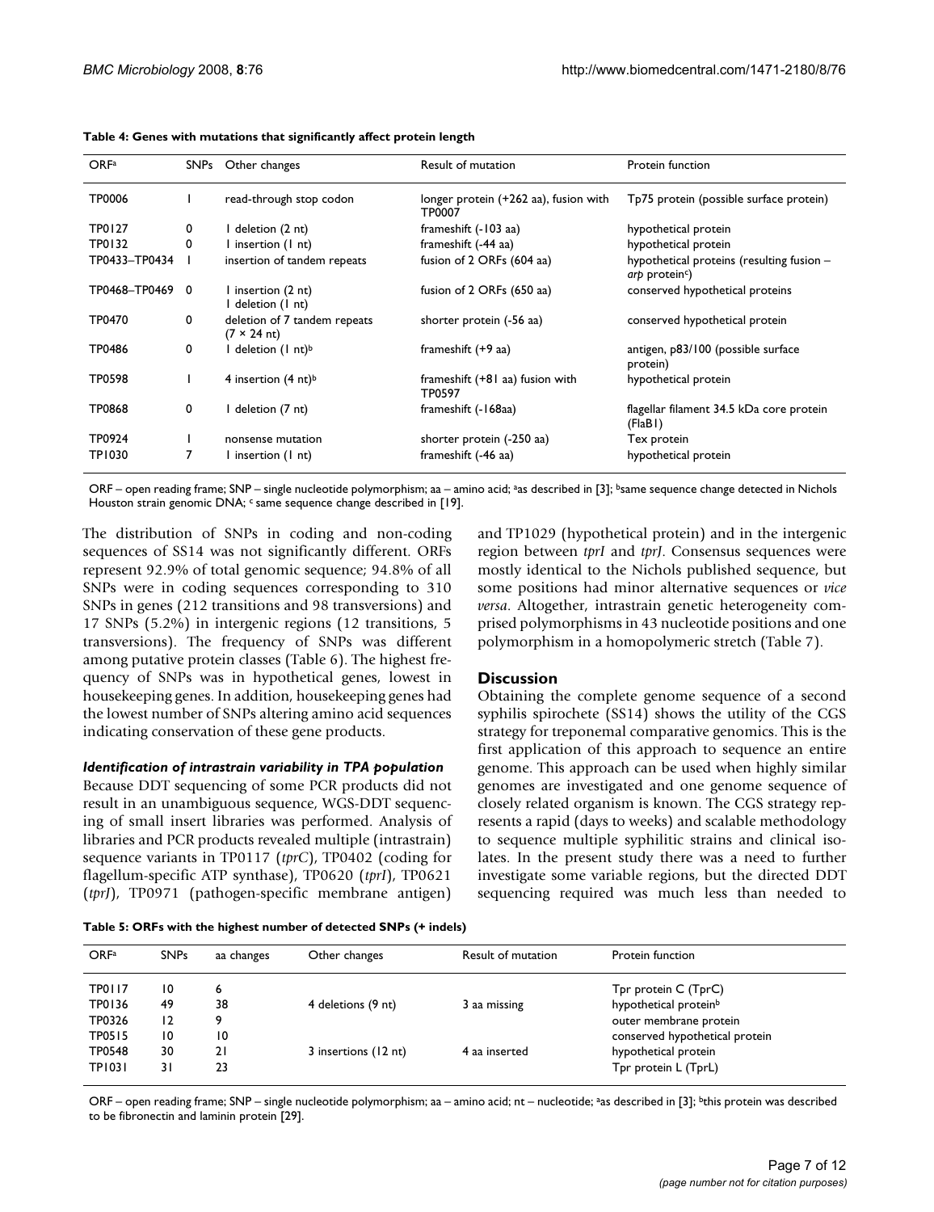**Table 4: Genes with mutations that significantly affect protein length**

| ORF[a] | SNPs | Other changes | Result of mutation | Protein function |
|---|---|---|---|---|
| TP0006 | 1 | read-through stop codon | longer protein (+262 aa), fusion with TP0007 | Tp75 protein (possible surface protein) |
| TP0127 | 0 | 1 deletion (2 nt) | frameshift (-103 aa) | hypothetical protein |
| TP0132 | 0 | 1 insertion (1 nt) | frameshift (-44 aa) | hypothetical protein |
| TP0433–TP0434 | 1 | insertion of tandem repeats | fusion of 2 ORFs (604 aa) | hypothetical proteins (resulting fusion – *arp* protein[c]) |
| TP0468–TP0469 | 0 | 1 insertion (2 nt) 1 deletion (1 nt) | fusion of 2 ORFs (650 aa) | conserved hypothetical proteins |
| TP0470 | 0 | deletion of 7 tandem repeats (7 × 24 nt) | shorter protein (-56 aa) | conserved hypothetical protein |
| TP0486 | 0 | 1 deletion (1 nt)[b] | frameshift (+9 aa) | antigen, p83/100 (possible surface protein) |
| TP0598 | 1 | 4 insertion (4 nt)[b] | frameshift (+81 aa) fusion with TP0597 | hypothetical protein |
| TP0868 | 0 | 1 deletion (7 nt) | frameshift (-168aa) | flagellar filament 34.5 kDa core protein (FlaB1) |
| TP0924 | 1 | nonsense mutation | shorter protein (-250 aa) | Tex protein |
| TP1030 | 7 | 1 insertion (1 nt) | frameshift (-46 aa) | hypothetical protein |

ORF – open reading frame; SNP – single nucleotide polymorphism; aa – amino acid; [a]as described in [3]; [b]same sequence change detected in Nichols Houston strain genomic DNA; [c] same sequence change described in [19].

The distribution of SNPs in coding and non-coding sequences of SS14 was not significantly different. ORFs represent 92.9% of total genomic sequence; 94.8% of all SNPs were in coding sequences corresponding to 310 SNPs in genes (212 transitions and 98 transversions) and 17 SNPs (5.2%) in intergenic regions (12 transitions, 5 transversions). The frequency of SNPs was different among putative protein classes (Table 6). The highest frequency of SNPs was in hypothetical genes, lowest in housekeeping genes. In addition, housekeeping genes had the lowest number of SNPs altering amino acid sequences indicating conservation of these gene products.

### *Identification of intrastrain variability in TPA population*

Because DDT sequencing of some PCR products did not result in an unambiguous sequence, WGS-DDT sequencing of small insert libraries was performed. Analysis of libraries and PCR products revealed multiple (intrastrain) sequence variants in TP0117 (*tprC*), TP0402 (coding for flagellum-specific ATP synthase), TP0620 (*tprI*), TP0621 (*tprJ*), TP0971 (pathogen-specific membrane antigen) and TP1029 (hypothetical protein) and in the intergenic region between *tprI* and *tprJ*. Consensus sequences were mostly identical to the Nichols published sequence, but some positions had minor alternative sequences or *vice versa*. Altogether, intrastrain genetic heterogeneity comprised polymorphisms in 43 nucleotide positions and one polymorphism in a homopolymeric stretch (Table 7).

## Discussion

Obtaining the complete genome sequence of a second syphilis spirochete (SS14) shows the utility of the CGS strategy for treponemal comparative genomics. This is the first application of this approach to sequence an entire genome. This approach can be used when highly similar genomes are investigated and one genome sequence of closely related organism is known. The CGS strategy represents a rapid (days to weeks) and scalable methodology to sequence multiple syphilitic strains and clinical isolates. In the present study there was a need to further investigate some variable regions, but the directed DDT sequencing required was much less than needed to

**Table 5: ORFs with the highest number of detected SNPs (+ indels)**

| ORF[a] | SNPs | aa changes | Other changes | Result of mutation | Protein function |
|---|---|---|---|---|---|
| TP0117 | 10 | 6 | | | Tpr protein C (TprC) |
| TP0136 | 49 | 38 | 4 deletions (9 nt) | 3 aa missing | hypothetical protein[b] |
| TP0326 | 12 | 9 | | | outer membrane protein |
| TP0515 | 10 | 10 | | | conserved hypothetical protein |
| TP0548 | 30 | 21 | 3 insertions (12 nt) | 4 aa inserted | hypothetical protein |
| TP1031 | 31 | 23 | | | Tpr protein L (TprL) |

ORF – open reading frame; SNP – single nucleotide polymorphism; aa – amino acid; nt – nucleotide; [a]as described in [3]; [b]this protein was described to be fibronectin and laminin protein [29].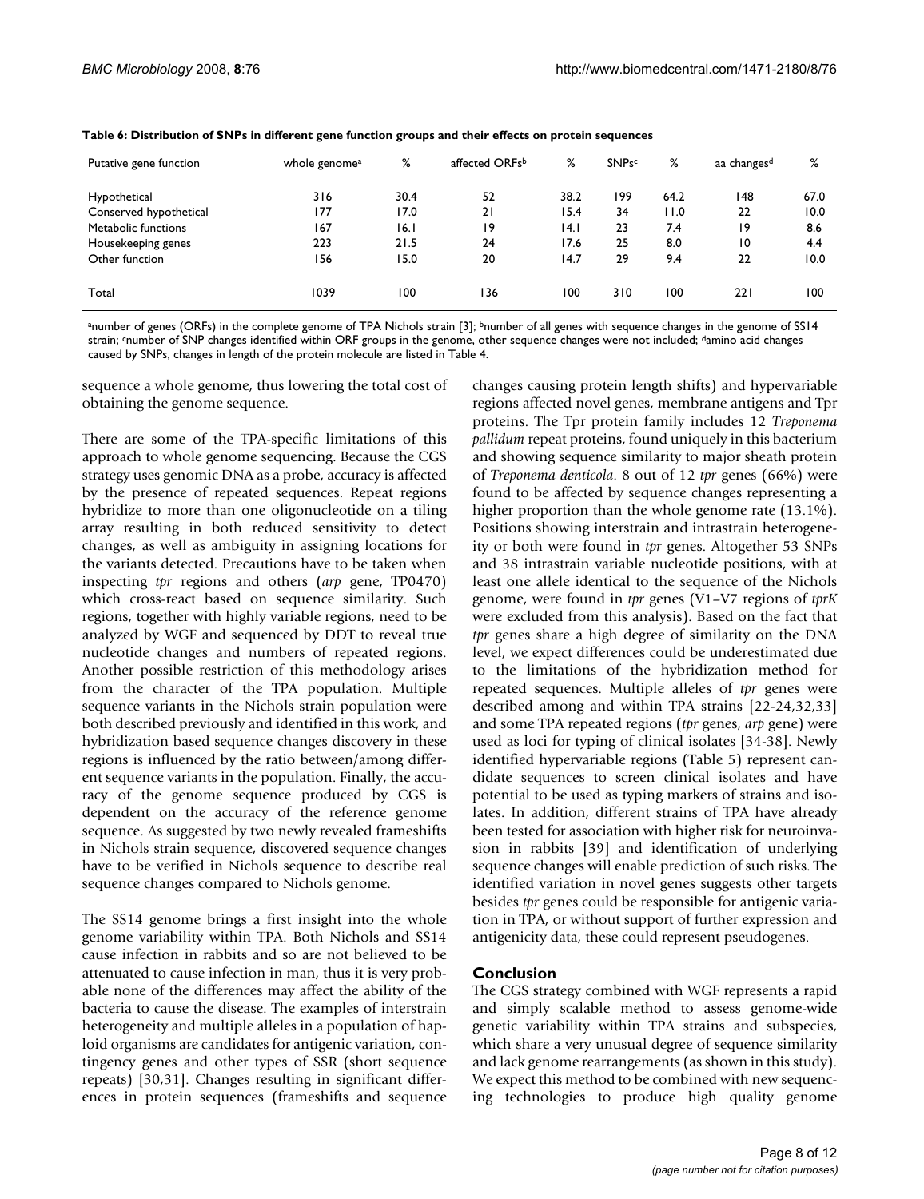**Table 6: Distribution of SNPs in different gene function groups and their effects on protein sequences**

| Putative gene function | whole genome[a] | % | affected ORFs[b] | % | SNPs[c] | % | aa changes[d] | % |
|---|---|---|---|---|---|---|---|---|
| Hypothetical | 316 | 30.4 | 52 | 38.2 | 199 | 64.2 | 148 | 67.0 |
| Conserved hypothetical | 177 | 17.0 | 21 | 15.4 | 34 | 11.0 | 22 | 10.0 |
| Metabolic functions | 167 | 16.1 | 19 | 14.1 | 23 | 7.4 | 19 | 8.6 |
| Housekeeping genes | 223 | 21.5 | 24 | 17.6 | 25 | 8.0 | 10 | 4.4 |
| Other function | 156 | 15.0 | 20 | 14.7 | 29 | 9.4 | 22 | 10.0 |
| Total | 1039 | 100 | 136 | 100 | 310 | 100 | 221 | 100 |

[a]number of genes (ORFs) in the complete genome of TPA Nichols strain [3]; [b]number of all genes with sequence changes in the genome of SS14 strain; [c]number of SNP changes identified within ORF groups in the genome, other sequence changes were not included; [d]amino acid changes caused by SNPs, changes in length of the protein molecule are listed in Table 4.

sequence a whole genome, thus lowering the total cost of obtaining the genome sequence.

There are some of the TPA-specific limitations of this approach to whole genome sequencing. Because the CGS strategy uses genomic DNA as a probe, accuracy is affected by the presence of repeated sequences. Repeat regions hybridize to more than one oligonucleotide on a tiling array resulting in both reduced sensitivity to detect changes, as well as ambiguity in assigning locations for the variants detected. Precautions have to be taken when inspecting *tpr* regions and others (*arp* gene, TP0470) which cross-react based on sequence similarity. Such regions, together with highly variable regions, need to be analyzed by WGF and sequenced by DDT to reveal true nucleotide changes and numbers of repeated regions. Another possible restriction of this methodology arises from the character of the TPA population. Multiple sequence variants in the Nichols strain population were both described previously and identified in this work, and hybridization based sequence changes discovery in these regions is influenced by the ratio between/among different sequence variants in the population. Finally, the accuracy of the genome sequence produced by CGS is dependent on the accuracy of the reference genome sequence. As suggested by two newly revealed frameshifts in Nichols strain sequence, discovered sequence changes have to be verified in Nichols sequence to describe real sequence changes compared to Nichols genome.

The SS14 genome brings a first insight into the whole genome variability within TPA. Both Nichols and SS14 cause infection in rabbits and so are not believed to be attenuated to cause infection in man, thus it is very probable none of the differences may affect the ability of the bacteria to cause the disease. The examples of interstrain heterogeneity and multiple alleles in a population of haploid organisms are candidates for antigenic variation, contingency genes and other types of SSR (short sequence repeats) [30,31]. Changes resulting in significant differences in protein sequences (frameshifts and sequence changes causing protein length shifts) and hypervariable regions affected novel genes, membrane antigens and Tpr proteins. The Tpr protein family includes 12 *Treponema pallidum* repeat proteins, found uniquely in this bacterium and showing sequence similarity to major sheath protein of *Treponema denticola*. 8 out of 12 *tpr* genes (66%) were found to be affected by sequence changes representing a higher proportion than the whole genome rate (13.1%). Positions showing interstrain and intrastrain heterogeneity or both were found in *tpr* genes. Altogether 53 SNPs and 38 intrastrain variable nucleotide positions, with at least one allele identical to the sequence of the Nichols genome, were found in *tpr* genes (V1–V7 regions of *tprK* were excluded from this analysis). Based on the fact that *tpr* genes share a high degree of similarity on the DNA level, we expect differences could be underestimated due to the limitations of the hybridization method for repeated sequences. Multiple alleles of *tpr* genes were described among and within TPA strains [22-24,32,33] and some TPA repeated regions (*tpr* genes, *arp* gene) were used as loci for typing of clinical isolates [34-38]. Newly identified hypervariable regions (Table 5) represent candidate sequences to screen clinical isolates and have potential to be used as typing markers of strains and isolates. In addition, different strains of TPA have already been tested for association with higher risk for neuroinvasion in rabbits [39] and identification of underlying sequence changes will enable prediction of such risks. The identified variation in novel genes suggests other targets besides *tpr* genes could be responsible for antigenic variation in TPA, or without support of further expression and antigenicity data, these could represent pseudogenes.

## Conclusion

The CGS strategy combined with WGF represents a rapid and simply scalable method to assess genome-wide genetic variability within TPA strains and subspecies, which share a very unusual degree of sequence similarity and lack genome rearrangements (as shown in this study). We expect this method to be combined with new sequencing technologies to produce high quality genome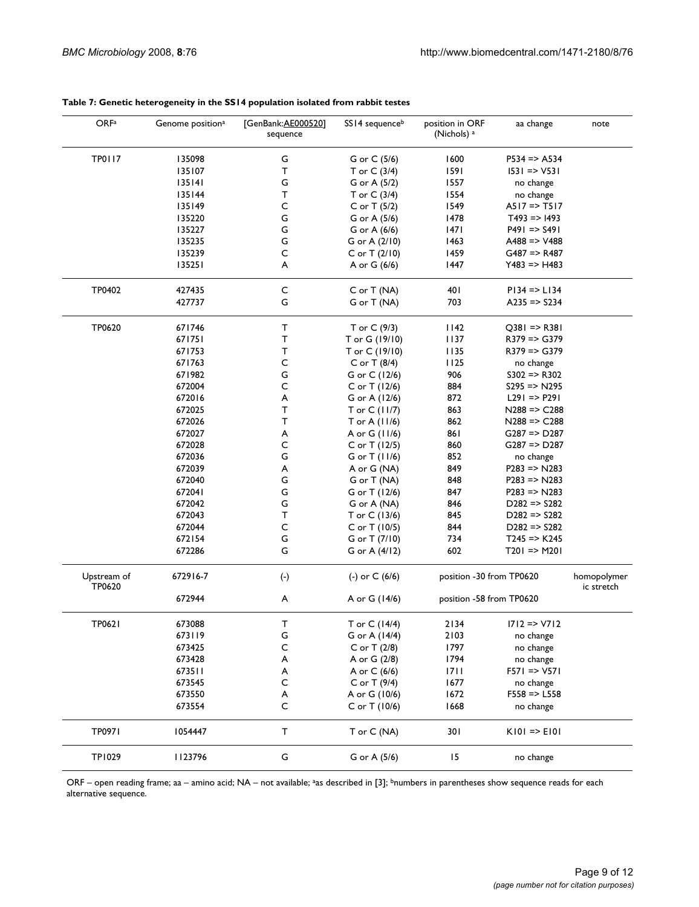**Table 7: Genetic heterogeneity in the SS14 population isolated from rabbit testes**

| ORF[a] | Genome position[a] | [GenBank:AE000520] sequence | SS14 sequence[b] | position in ORF (Nichols) [a] | aa change | note |
|---|---|---|---|---|---|---|
| TP0117 | 135098 | G | G or C (5/6) | 1600 | P534 => A534 | |
| | 135107 | T | T or C (3/4) | 1591 | I531 => V531 | |
| | 135141 | G | G or A (5/2) | 1557 | no change | |
| | 135144 | T | T or C (3/4) | 1554 | no change | |
| | 135149 | C | C or T (5/2) | 1549 | A517 => T517 | |
| | 135220 | G | G or A (5/6) | 1478 | T493 => I493 | |
| | 135227 | G | G or A (6/6) | 1471 | P491 => S491 | |
| | 135235 | G | G or A (2/10) | 1463 | A488 => V488 | |
| | 135239 | C | C or T (2/10) | 1459 | G487 => R487 | |
| | 135251 | A | A or G (6/6) | 1447 | Y483 => H483 | |
| TP0402 | 427435 | C | C or T (NA) | 401 | P134 => L134 | |
| | 427737 | G | G or T (NA) | 703 | A235 => S234 | |
| TP0620 | 671746 | T | T or C (9/3) | 1142 | Q381 => R381 | |
| | 671751 | T | T or G (19/10) | 1137 | R379 => G379 | |
| | 671753 | T | T or C (19/10) | 1135 | R379 => G379 | |
| | 671763 | C | C or T (8/4) | 1125 | no change | |
| | 671982 | G | G or C (12/6) | 906 | S302 => R302 | |
| | 672004 | C | C or T (12/6) | 884 | S295 => N295 | |
| | 672016 | A | G or A (12/6) | 872 | L291 => P291 | |
| | 672025 | T | T or C (11/7) | 863 | N288 => C288 | |
| | 672026 | T | T or A (11/6) | 862 | N288 => C288 | |
| | 672027 | A | A or G (11/6) | 861 | G287 => D287 | |
| | 672028 | C | C or T (12/5) | 860 | G287 => D287 | |
| | 672036 | G | G or T (11/6) | 852 | no change | |
| | 672039 | A | A or G (NA) | 849 | P283 => N283 | |
| | 672040 | G | G or T (NA) | 848 | P283 => N283 | |
| | 672041 | G | G or T (12/6) | 847 | P283 => N283 | |
| | 672042 | G | G or A (NA) | 846 | D282 => S282 | |
| | 672043 | T | T or C (13/6) | 845 | D282 => S282 | |
| | 672044 | C | C or T (10/5) | 844 | D282 => S282 | |
| | 672154 | G | G or T (7/10) | 734 | T245 => K245 | |
| | 672286 | G | G or A (4/12) | 602 | T201 => M201 | |
| Upstream of TP0620 | 672916-7 | (-) | (-) or C (6/6) | position -30 from TP0620 | | homopolymeric stretch |
| | 672944 | A | A or G (14/6) | position -58 from TP0620 | | |
| TP0621 | 673088 | T | T or C (14/4) | 2134 | I712 => V712 | |
| | 673119 | G | G or A (14/4) | 2103 | no change | |
| | 673425 | C | C or T (2/8) | 1797 | no change | |
| | 673428 | A | A or G (2/8) | 1794 | no change | |
| | 673511 | A | A or C (6/6) | 1711 | F571 => V571 | |
| | 673545 | C | C or T (9/4) | 1677 | no change | |
| | 673550 | A | A or G (10/6) | 1672 | F558 => L558 | |
| | 673554 | C | C or T (10/6) | 1668 | no change | |
| TP0971 | 1054447 | T | T or C (NA) | 301 | K101 => E101 | |
| TP1029 | 1123796 | G | G or A (5/6) | 15 | no change | |

ORF – open reading frame; aa – amino acid; NA – not available; [a]as described in [3]; [b]numbers in parentheses show sequence reads for each alternative sequence.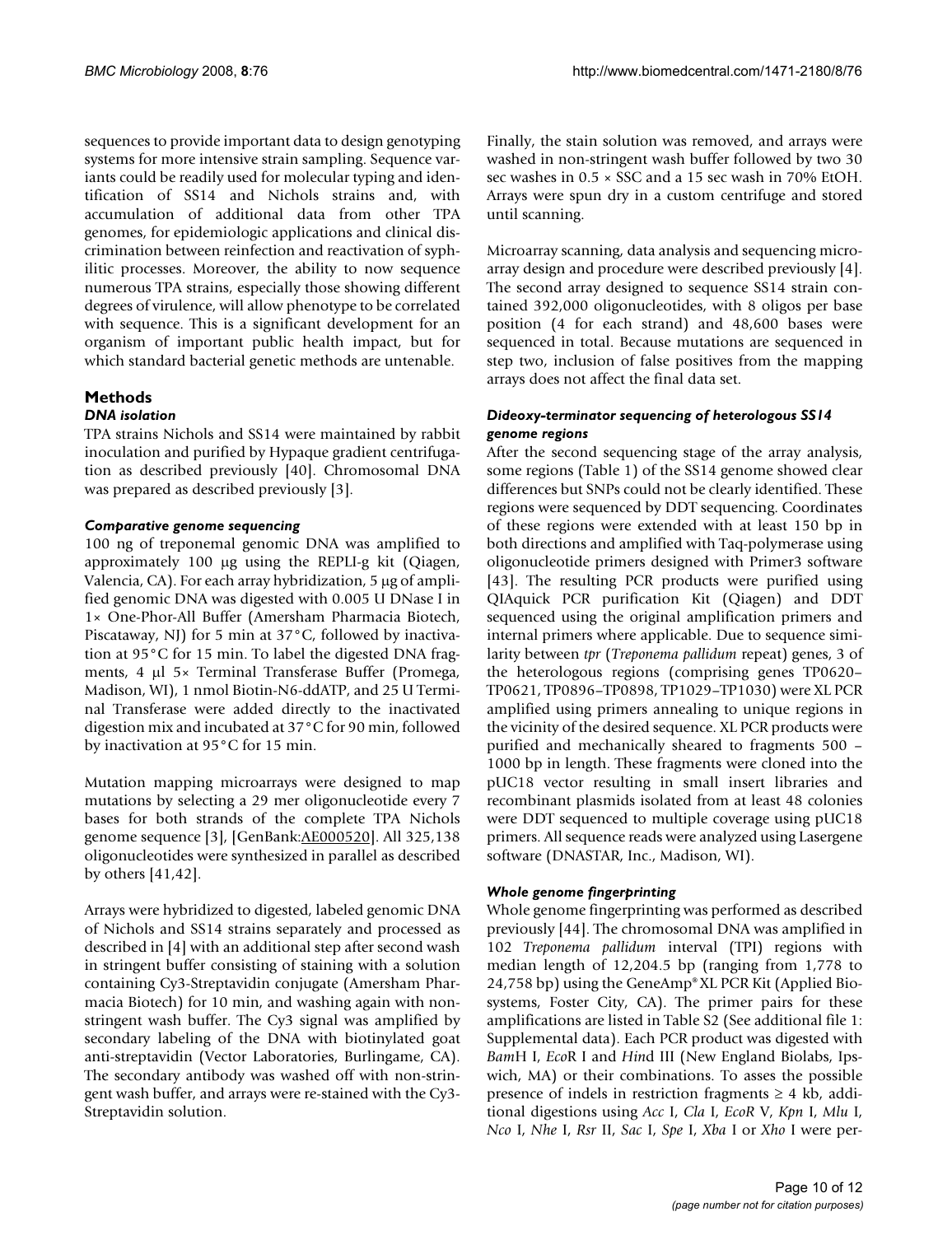sequences to provide important data to design genotyping systems for more intensive strain sampling. Sequence variants could be readily used for molecular typing and identification of SS14 and Nichols strains and, with accumulation of additional data from other TPA genomes, for epidemiologic applications and clinical discrimination between reinfection and reactivation of syphilitic processes. Moreover, the ability to now sequence numerous TPA strains, especially those showing different degrees of virulence, will allow phenotype to be correlated with sequence. This is a significant development for an organism of important public health impact, but for which standard bacterial genetic methods are untenable.

## Methods

### *DNA isolation*

TPA strains Nichols and SS14 were maintained by rabbit inoculation and purified by Hypaque gradient centrifugation as described previously [40]. Chromosomal DNA was prepared as described previously [3].

### *Comparative genome sequencing*

100 ng of treponemal genomic DNA was amplified to approximately 100 μg using the REPLI-g kit (Qiagen, Valencia, CA). For each array hybridization, 5 μg of amplified genomic DNA was digested with 0.005 U DNase I in 1× One-Phor-All Buffer (Amersham Pharmacia Biotech, Piscataway, NJ) for 5 min at 37°C, followed by inactivation at 95°C for 15 min. To label the digested DNA fragments, 4 μl 5× Terminal Transferase Buffer (Promega, Madison, WI), 1 nmol Biotin-N6-ddATP, and 25 U Terminal Transferase were added directly to the inactivated digestion mix and incubated at 37°C for 90 min, followed by inactivation at 95°C for 15 min.

Mutation mapping microarrays were designed to map mutations by selecting a 29 mer oligonucleotide every 7 bases for both strands of the complete TPA Nichols genome sequence [3], [GenBank:AE000520]. All 325,138 oligonucleotides were synthesized in parallel as described by others [41,42].

Arrays were hybridized to digested, labeled genomic DNA of Nichols and SS14 strains separately and processed as described in [4] with an additional step after second wash in stringent buffer consisting of staining with a solution containing Cy3-Streptavidin conjugate (Amersham Pharmacia Biotech) for 10 min, and washing again with non-stringent wash buffer. The Cy3 signal was amplified by secondary labeling of the DNA with biotinylated goat anti-streptavidin (Vector Laboratories, Burlingame, CA). The secondary antibody was washed off with non-stringent wash buffer, and arrays were re-stained with the Cy3-Streptavidin solution.

Finally, the stain solution was removed, and arrays were washed in non-stringent wash buffer followed by two 30 sec washes in 0.5 × SSC and a 15 sec wash in 70% EtOH. Arrays were spun dry in a custom centrifuge and stored until scanning.

Microarray scanning, data analysis and sequencing microarray design and procedure were described previously [4]. The second array designed to sequence SS14 strain contained 392,000 oligonucleotides, with 8 oligos per base position (4 for each strand) and 48,600 bases were sequenced in total. Because mutations are sequenced in step two, inclusion of false positives from the mapping arrays does not affect the final data set.

### *Dideoxy-terminator sequencing of heterologous SS14 genome regions*

After the second sequencing stage of the array analysis, some regions (Table 1) of the SS14 genome showed clear differences but SNPs could not be clearly identified. These regions were sequenced by DDT sequencing. Coordinates of these regions were extended with at least 150 bp in both directions and amplified with Taq-polymerase using oligonucleotide primers designed with Primer3 software [43]. The resulting PCR products were purified using QIAquick PCR purification Kit (Qiagen) and DDT sequenced using the original amplification primers and internal primers where applicable. Due to sequence similarity between *tpr* (*Treponema pallidum* repeat) genes, 3 of the heterologous regions (comprising genes TP0620–TP0621, TP0896–TP0898, TP1029–TP1030) were XL PCR amplified using primers annealing to unique regions in the vicinity of the desired sequence. XL PCR products were purified and mechanically sheared to fragments 500 – 1000 bp in length. These fragments were cloned into the pUC18 vector resulting in small insert libraries and recombinant plasmids isolated from at least 48 colonies were DDT sequenced to multiple coverage using pUC18 primers. All sequence reads were analyzed using Lasergene software (DNASTAR, Inc., Madison, WI).

### *Whole genome fingerprinting*

Whole genome fingerprinting was performed as described previously [44]. The chromosomal DNA was amplified in 102 *Treponema pallidum* interval (TPI) regions with median length of 12,204.5 bp (ranging from 1,778 to 24,758 bp) using the GeneAmp® XL PCR Kit (Applied Biosystems, Foster City, CA). The primer pairs for these amplifications are listed in Table S2 (See additional file 1: Supplemental data). Each PCR product was digested with *Bam*H I, *Eco*R I and *Hin*d III (New England Biolabs, Ipswich, MA) or their combinations. To asses the possible presence of indels in restriction fragments ≥ 4 kb, additional digestions using *Acc* I, *Cla* I, *EcoR* V, *Kpn* I, *Mlu* I, *Nco* I, *Nhe* I, *Rsr* II, *Sac* I, *Spe* I, *Xba* I or *Xho* I were per-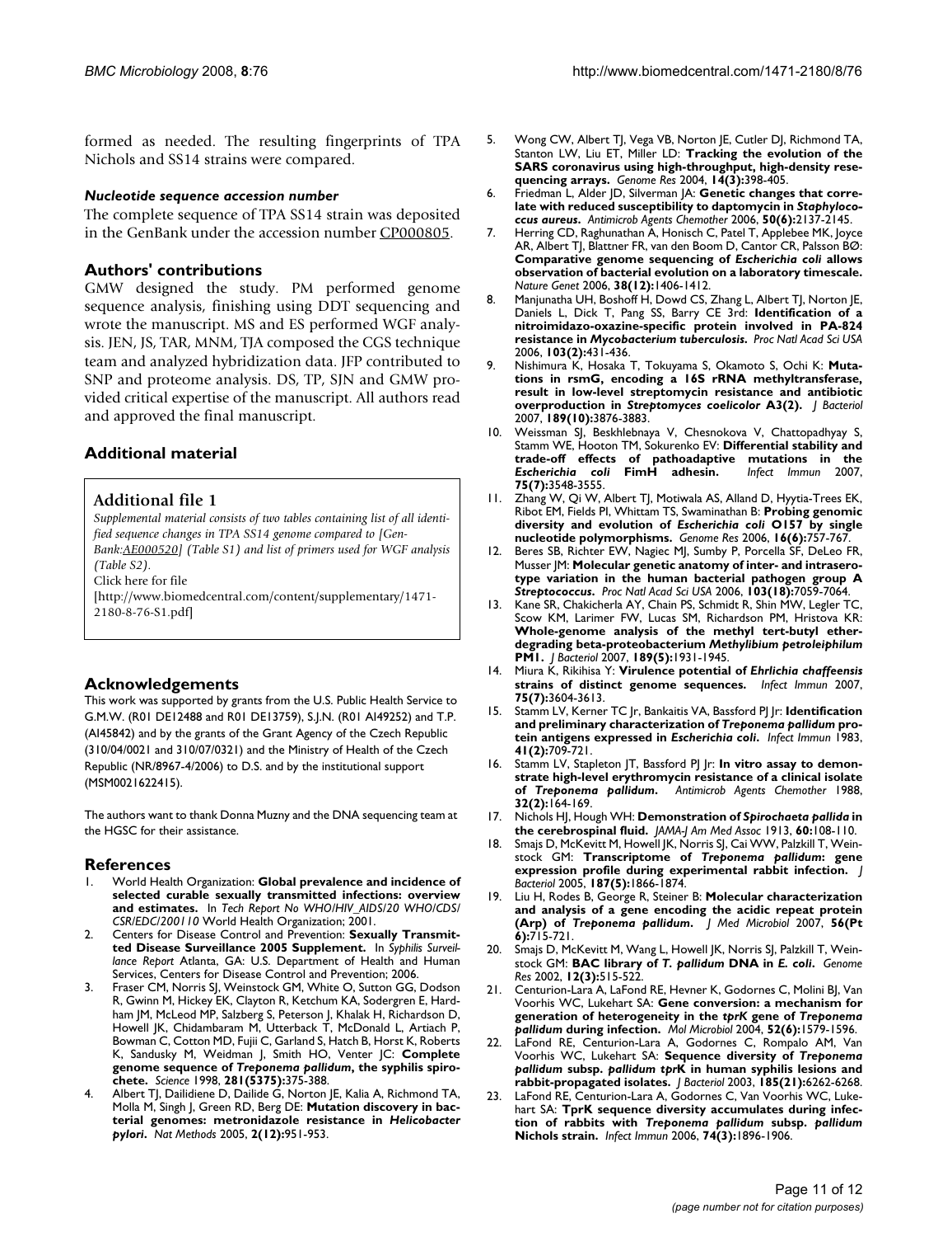formed as needed. The resulting fingerprints of TPA Nichols and SS14 strains were compared.

### *Nucleotide sequence accession number*

The complete sequence of TPA SS14 strain was deposited in the GenBank under the accession number CP000805.

## Authors' contributions

GMW designed the study. PM performed genome sequence analysis, finishing using DDT sequencing and wrote the manuscript. MS and ES performed WGF analysis. JEN, JS, TAR, MNM, TJA composed the CGS technique team and analyzed hybridization data. JFP contributed to SNP and proteome analysis. DS, TP, SJN and GMW provided critical expertise of the manuscript. All authors read and approved the final manuscript.

## Additional material

### Additional file 1

*Supplemental material consists of two tables containing list of all identified sequence changes in TPA SS14 genome compared to [GenBank:AE000520] (Table S1) and list of primers used for WGF analysis (Table S2).*

Click here for file

[http://www.biomedcentral.com/content/supplementary/1471-2180-8-76-S1.pdf]

## Acknowledgements

This work was supported by grants from the U.S. Public Health Service to G.M.W. (R01 DE12488 and R01 DE13759), S.J.N. (R01 AI49252) and T.P. (AI45842) and by the grants of the Grant Agency of the Czech Republic (310/04/0021 and 310/07/0321) and the Ministry of Health of the Czech Republic (NR/8967-4/2006) to D.S. and by the institutional support (MSM0021622415).

The authors want to thank Donna Muzny and the DNA sequencing team at the HGSC for their assistance.

## References

1. World Health Organization: **Global prevalence and incidence of selected curable sexually transmitted infections: overview and estimates.** In *Tech Report No WHO/HIV_AIDS/20 WHO/CDS/CSR/EDC/200110* World Health Organization; 2001.
2. Centers for Disease Control and Prevention: **Sexually Transmitted Disease Surveillance 2005 Supplement.** In *Syphilis Surveillance Report* Atlanta, GA: U.S. Department of Health and Human Services, Centers for Disease Control and Prevention; 2006.
3. Fraser CM, Norris SJ, Weinstock GM, White O, Sutton GG, Dodson R, Gwinn M, Hickey EK, Clayton R, Ketchum KA, Sodergren E, Hardham JM, McLeod MP, Salzberg S, Peterson J, Khalak H, Richardson D, Howell JK, Chidambaram M, Utterback T, McDonald L, Artiach P, Bowman C, Cotton MD, Fujii C, Garland S, Hatch B, Horst K, Roberts K, Sandusky M, Weidman J, Smith HO, Venter JC: **Complete genome sequence of *Treponema pallidum*, the syphilis spirochete.** *Science* 1998, **281(5375):**375-388.
4. Albert TJ, Dailidiene D, Dailide G, Norton JE, Kalia A, Richmond TA, Molla M, Singh J, Green RD, Berg DE: **Mutation discovery in bacterial genomes: metronidazole resistance in *Helicobacter pylori*.** *Nat Methods* 2005, **2(12):**951-953.
5. Wong CW, Albert TJ, Vega VB, Norton JE, Cutler DJ, Richmond TA, Stanton LW, Liu ET, Miller LD: **Tracking the evolution of the SARS coronavirus using high-throughput, high-density resequencing arrays.** *Genome Res* 2004, **14(3):**398-405.
6. Friedman L, Alder JD, Silverman JA: **Genetic changes that correlate with reduced susceptibility to daptomycin in *Staphylococcus aureus*.** *Antimicrob Agents Chemother* 2006, **50(6):**2137-2145.
7. Herring CD, Raghunathan A, Honisch C, Patel T, Applebee MK, Joyce AR, Albert TJ, Blattner FR, van den Boom D, Cantor CR, Palsson BØ: **Comparative genome sequencing of *Escherichia coli* allows observation of bacterial evolution on a laboratory timescale.** *Nature Genet* 2006, **38(12):**1406-1412.
8. Manjunatha UH, Boshoff H, Dowd CS, Zhang L, Albert TJ, Norton JE, Daniels L, Dick T, Pang SS, Barry CE 3rd: **Identification of a nitroimidazo-oxazine-specific protein involved in PA-824 resistance in *Mycobacterium tuberculosis*.** *Proc Natl Acad Sci USA* 2006, **103(2):**431-436.
9. Nishimura K, Hosaka T, Tokuyama S, Okamoto S, Ochi K: **Mutations in rsmG, encoding a 16S rRNA methyltransferase, result in low-level streptomycin resistance and antibiotic overproduction in *Streptomyces coelicolor* A3(2).** *J Bacteriol* 2007, **189(10):**3876-3883.
10. Weissman SJ, Beskhlebnaya V, Chesnokova V, Chattopadhyay S, Stamm WE, Hooton TM, Sokurenko EV: **Differential stability and trade-off effects of pathoadaptive mutations in the *Escherichia coli* FimH adhesin.** *Infect Immun* 2007, **75(7):**3548-3555.
11. Zhang W, Qi W, Albert TJ, Motiwala AS, Alland D, Hyytia-Trees EK, Ribot EM, Fields PI, Whittam TS, Swaminathan B: **Probing genomic diversity and evolution of *Escherichia coli* O157 by single nucleotide polymorphisms.** *Genome Res* 2006, **16(6):**757-767.
12. Beres SB, Richter EW, Nagiec MJ, Sumby P, Porcella SF, DeLeo FR, Musser JM: **Molecular genetic anatomy of inter- and intraserotype variation in the human bacterial pathogen group A *Streptococcus*.** *Proc Natl Acad Sci USA* 2006, **103(18):**7059-7064.
13. Kane SR, Chakicherla AY, Chain PS, Schmidt R, Shin MW, Legler TC, Scow KM, Larimer FW, Lucas SM, Richardson PM, Hristova KR: **Whole-genome analysis of the methyl tert-butyl ether-degrading beta-proteobacterium *Methylibium petroleiphilum* PM1.** *J Bacteriol* 2007, **189(5):**1931-1945.
14. Miura K, Rikihisa Y: **Virulence potential of *Ehrlichia chaffeensis* strains of distinct genome sequences.** *Infect Immun* 2007, **75(7):**3604-3613.
15. Stamm LV, Kerner TC Jr, Bankaitis VA, Bassford PJ Jr: **Identification and preliminary characterization of *Treponema pallidum* protein antigens expressed in *Escherichia coli*.** *Infect Immun* 1983, **41(2):**709-721.
16. Stamm LV, Stapleton JT, Bassford PJ Jr: **In vitro assay to demonstrate high-level erythromycin resistance of a clinical isolate of *Treponema pallidum*.** *Antimicrob Agents Chemother* 1988, **32(2):**164-169.
17. Nichols HJ, Hough WH: **Demonstration of *Spirochaeta pallida* in the cerebrospinal fluid.** *JAMA-J Am Med Assoc* 1913, **60:**108-110.
18. Smajs D, McKevitt M, Howell JK, Norris SJ, Cai WW, Palzkill T, Weinstock GM: **Transcriptome of *Treponema pallidum*: gene expression profile during experimental rabbit infection.** *J Bacteriol* 2005, **187(5):**1866-1874.
19. Liu H, Rodes B, George R, Steiner B: **Molecular characterization and analysis of a gene encoding the acidic repeat protein (Arp) of *Treponema pallidum*.** *J Med Microbiol* 2007, **56(Pt 6):**715-721.
20. Smajs D, McKevitt M, Wang L, Howell JK, Norris SJ, Palzkill T, Weinstock GM: **BAC library of *T. pallidum* DNA in *E. coli*.** *Genome Res* 2002, **12(3):**515-522.
21. Centurion-Lara A, LaFond RE, Hevner K, Godornes C, Molini BJ, Van Voorhis WC, Lukehart SA: **Gene conversion: a mechanism for generation of heterogeneity in the *tprK* gene of *Treponema pallidum* during infection.** *Mol Microbiol* 2004, **52(6):**1579-1596.
22. LaFond RE, Centurion-Lara A, Godornes C, Rompalo AM, Van Voorhis WC, Lukehart SA: **Sequence diversity of *Treponema pallidum* subsp. *pallidum tprK* in human syphilis lesions and rabbit-propagated isolates.** *J Bacteriol* 2003, **185(21):**6262-6268.
23. LaFond RE, Centurion-Lara A, Godornes C, Van Voorhis WC, Lukehart SA: **TprK sequence diversity accumulates during infection of rabbits with *Treponema pallidum* subsp. *pallidum* Nichols strain.** *Infect Immun* 2006, **74(3):**1896-1906.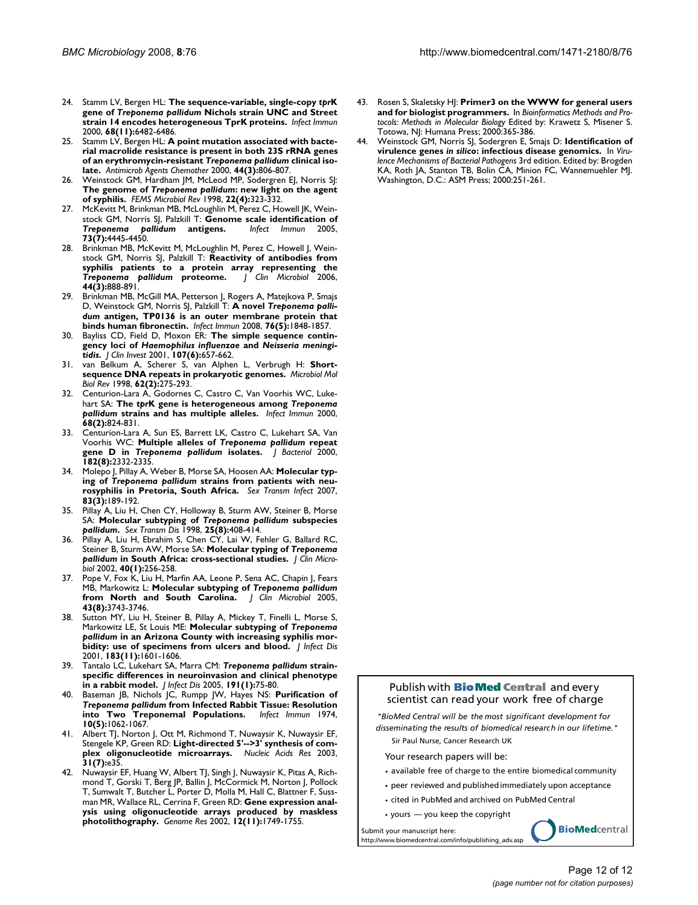24. Stamm LV, Bergen HL: **The sequence-variable, single-copy *tprK* gene of *Treponema pallidum* Nichols strain UNC and Street strain 14 encodes heterogeneous TprK proteins.** *Infect Immun* 2000, **68(11):**6482-6486.
25. Stamm LV, Bergen HL: **A point mutation associated with bacterial macrolide resistance is present in both 23S rRNA genes of an erythromycin-resistant *Treponema pallidum* clinical isolate.** *Antimicrob Agents Chemother* 2000, **44(3):**806-807.
26. Weinstock GM, Hardham JM, McLeod MP, Sodergren EJ, Norris SJ: **The genome of *Treponema pallidum*: new light on the agent of syphilis.** *FEMS Microbiol Rev* 1998, **22(4):**323-332.
27. McKevitt M, Brinkman MB, McLoughlin M, Perez C, Howell JK, Weinstock GM, Norris SJ, Palzkill T: **Genome scale identification of *Treponema pallidum* antigens.** *Infect Immun* 2005, **73(7):**4445-4450.
28. Brinkman MB, McKevitt M, McLoughlin M, Perez C, Howell J, Weinstock GM, Norris SJ, Palzkill T: **Reactivity of antibodies from syphilis patients to a protein array representing the *Treponema pallidum* proteome.** *J Clin Microbiol* 2006, **44(3):**888-891.
29. Brinkman MB, McGill MA, Petterson J, Rogers A, Matejkova P, Smajs D, Weinstock GM, Norris SJ, Palzkill T: **A novel *Treponema pallidum* antigen, TP0136 is an outer membrane protein that binds human fibronectin.** *Infect Immun* 2008, **76(5):**1848-1857.
30. Bayliss CD, Field D, Moxon ER: **The simple sequence contingency loci of *Haemophilus influenzae* and *Neisseria meningitidis*.** *J Clin Invest* 2001, **107(6):**657-662.
31. van Belkum A, Scherer S, van Alphen L, Verbrugh H: **Short-sequence DNA repeats in prokaryotic genomes.** *Microbiol Mol Biol Rev* 1998, **62(2):**275-293.
32. Centurion-Lara A, Godornes C, Castro C, Van Voorhis WC, Lukehart SA: **The *tprK* gene is heterogeneous among *Treponema pallidum* strains and has multiple alleles.** *Infect Immun* 2000, **68(2):**824-831.
33. Centurion-Lara A, Sun ES, Barrett LK, Castro C, Lukehart SA, Van Voorhis WC: **Multiple alleles of *Treponema pallidum* repeat gene D in *Treponema pallidum* isolates.** *J Bacteriol* 2000, **182(8):**2332-2335.
34. Molepo J, Pillay A, Weber B, Morse SA, Hoosen AA: **Molecular typing of *Treponema pallidum* strains from patients with neurosyphilis in Pretoria, South Africa.** *Sex Transm Infect* 2007, **83(3):**189-192.
35. Pillay A, Liu H, Chen CY, Holloway B, Sturm AW, Steiner B, Morse SA: **Molecular subtyping of *Treponema pallidum* subspecies *pallidum*.** *Sex Transm Dis* 1998, **25(8):**408-414.
36. Pillay A, Liu H, Ebrahim S, Chen CY, Lai W, Fehler G, Ballard RC, Steiner B, Sturm AW, Morse SA: **Molecular typing of *Treponema pallidum* in South Africa: cross-sectional studies.** *J Clin Microbiol* 2002, **40(1):**256-258.
37. Pope V, Fox K, Liu H, Marfin AA, Leone P, Sena AC, Chapin J, Fears MB, Markowitz L: **Molecular subtyping of *Treponema pallidum* from North and South Carolina.** *J Clin Microbiol* 2005, **43(8):**3743-3746.
38. Sutton MY, Liu H, Steiner B, Pillay A, Mickey T, Finelli L, Morse S, Markowitz LE, St Louis ME: **Molecular subtyping of *Treponema pallidum* in an Arizona County with increasing syphilis morbidity: use of specimens from ulcers and blood.** *J Infect Dis* 2001, **183(11):**1601-1606.
39. Tantalo LC, Lukehart SA, Marra CM: ***Treponema pallidum* strain-specific differences in neuroinvasion and clinical phenotype in a rabbit model.** *J Infect Dis* 2005, **191(1):**75-80.
40. Baseman JB, Nichols JC, Rumpp JW, Hayes NS: **Purification of *Treponema pallidum* from Infected Rabbit Tissue: Resolution into Two Treponemal Populations.** *Infect Immun* 1974, **10(5):**1062-1067.
41. Albert TJ, Norton J, Ott M, Richmond T, Nuwaysir K, Nuwaysir EF, Stengele KP, Green RD: **Light-directed 5'-->3' synthesis of complex oligonucleotide microarrays.** *Nucleic Acids Res* 2003, **31(7):**e35.
42. Nuwaysir EF, Huang W, Albert TJ, Singh J, Nuwaysir K, Pitas A, Richmond T, Gorski T, Berg JP, Ballin J, McCormick M, Norton J, Pollock T, Sumwalt T, Butcher L, Porter D, Molla M, Hall C, Blattner F, Sussman MR, Wallace RL, Cerrina F, Green RD: **Gene expression analysis using oligonucleotide arrays produced by maskless photolithography.** *Genome Res* 2002, **12(11):**1749-1755.
43. Rosen S, Skaletsky HJ: **Primer3 on the WWW for general users and for biologist programmers.** In *Bioinformatics Methods and Protocols: Methods in Molecular Biology* Edited by: Krawetz S, Misener S. Totowa, NJ: Humana Press; 2000:365-386.
44. Weinstock GM, Norris SJ, Sodergren E, Smajs D: **Identification of virulence genes *in silico*: infectious disease genomics.** In *Virulence Mechanisms of Bacterial Pathogens* 3rd edition. Edited by: Brogden KA, Roth JA, Stanton TB, Bolin CA, Minion FC, Wannemuehler MJ. Washington, D.C.: ASM Press; 2000:251-261.

Publish with **BioMed Central** and every scientist can read your work free of charge

*"BioMed Central will be the most significant development for disseminating the results of biomedical research in our lifetime."*

Sir Paul Nurse, Cancer Research UK

Your research papers will be:

- available free of charge to the entire biomedical community
- peer reviewed and published immediately upon acceptance
- cited in PubMed and archived on PubMed Central
- yours — you keep the copyright

Submit your manuscript here:
http://www.biomedcentral.com/info/publishing_adv.asp

BioMedcentral